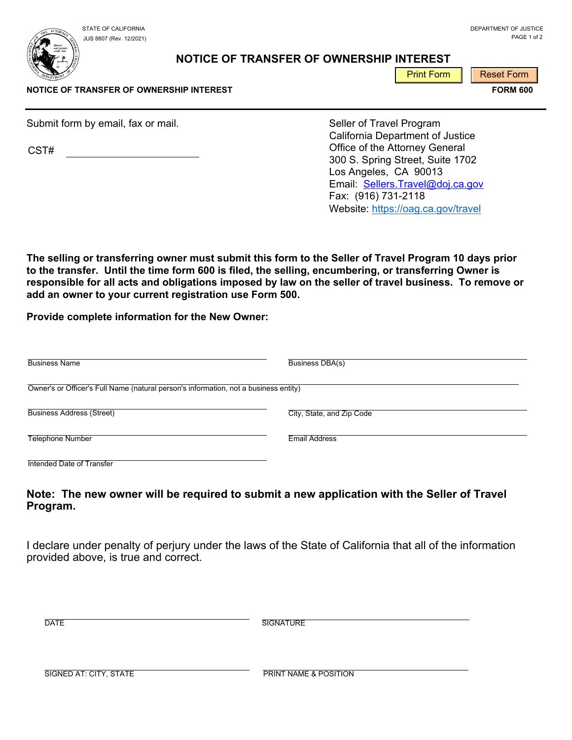STATE OF CALIFORNIA
JUS 8807 (Rev. 12/2021)

DEPARTMENT OF JUSTICE

# NOTICE OF TRANSFER OF OWNERSHIP INTEREST

**NOTICE OF TRANSFER OF OWNERSHIP INTEREST** **FORM 600**

Submit form by email, fax or mail.

CST# ______________________

Seller of Travel Program
California Department of Justice
Office of the Attorney General
300 S. Spring Street, Suite 1702
Los Angeles, CA 90013
Email: Sellers.Travel@doj.ca.gov
Fax: (916) 731-2118
Website: https://oag.ca.gov/travel

**The selling or transferring owner must submit this form to the Seller of Travel Program 10 days prior to the transfer. Until the time form 600 is filed, the selling, encumbering, or transferring Owner is responsible for all acts and obligations imposed by law on the seller of travel business. To remove or add an owner to your current registration use Form 500.**

**Provide complete information for the New Owner:**

Business Name ______________________ Business DBA(s) ______________________

Owner's or Officer's Full Name (natural person's information, not a business entity) ______________________

Business Address (Street) ______________________ City, State, and Zip Code ______________________

Telephone Number ______________________ Email Address ______________________

Intended Date of Transfer ______________________

**Note: The new owner will be required to submit a new application with the Seller of Travel Program.**

I declare under penalty of perjury under the laws of the State of California that all of the information provided above, is true and correct.

DATE ______________________ SIGNATURE ______________________

SIGNED AT: CITY, STATE ______________________ PRINT NAME & POSITION ______________________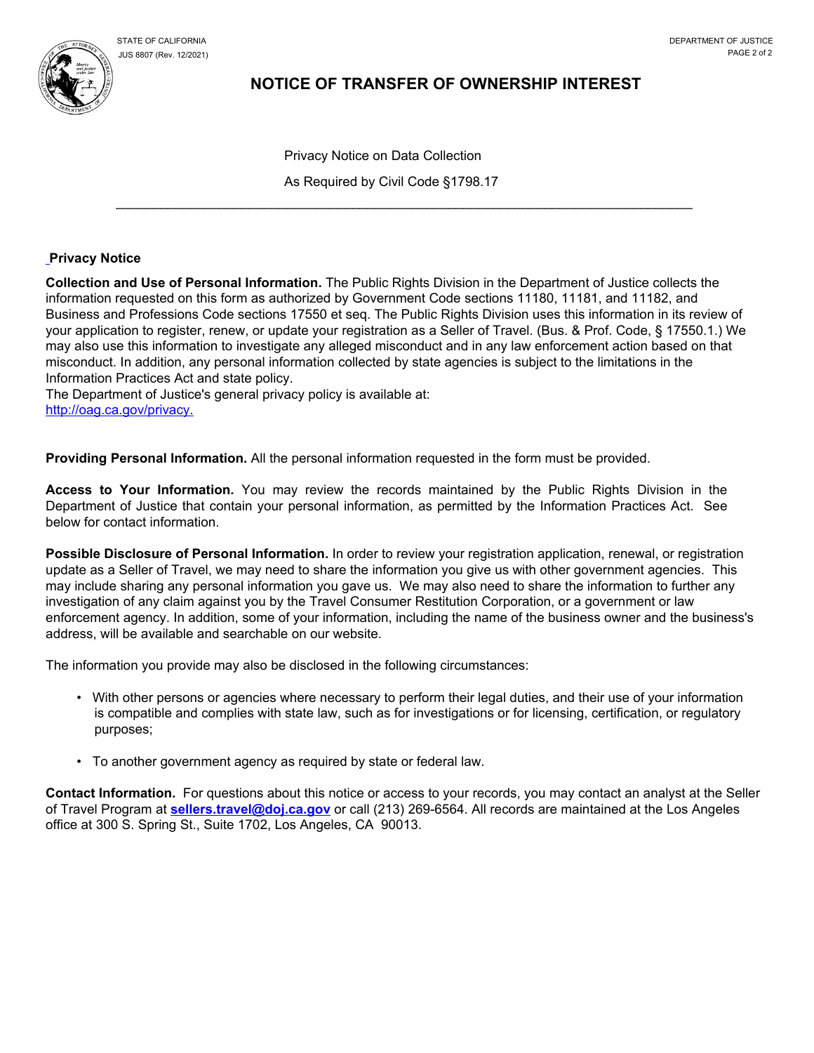# NOTICE OF TRANSFER OF OWNERSHIP INTEREST

Privacy Notice on Data Collection

As Required by Civil Code §1798.17

---

## Privacy Notice

**Collection and Use of Personal Information.** The Public Rights Division in the Department of Justice collects the information requested on this form as authorized by Government Code sections 11180, 11181, and 11182, and Business and Professions Code sections 17550 et seq. The Public Rights Division uses this information in its review of your application to register, renew, or update your registration as a Seller of Travel. (Bus. & Prof. Code, § 17550.1.) We may also use this information to investigate any alleged misconduct and in any law enforcement action based on that misconduct. In addition, any personal information collected by state agencies is subject to the limitations in the Information Practices Act and state policy.
The Department of Justice's general privacy policy is available at:
http://oag.ca.gov/privacy.

**Providing Personal Information.** All the personal information requested in the form must be provided.

**Access to Your Information.** You may review the records maintained by the Public Rights Division in the Department of Justice that contain your personal information, as permitted by the Information Practices Act. See below for contact information.

**Possible Disclosure of Personal Information.** In order to review your registration application, renewal, or registration update as a Seller of Travel, we may need to share the information you give us with other government agencies. This may include sharing any personal information you gave us. We may also need to share the information to further any investigation of any claim against you by the Travel Consumer Restitution Corporation, or a government or law enforcement agency. In addition, some of your information, including the name of the business owner and the business's address, will be available and searchable on our website.

The information you provide may also be disclosed in the following circumstances:

- With other persons or agencies where necessary to perform their legal duties, and their use of your information is compatible and complies with state law, such as for investigations or for licensing, certification, or regulatory purposes;
- To another government agency as required by state or federal law.

**Contact Information.** For questions about this notice or access to your records, you may contact an analyst at the Seller of Travel Program at **sellers.travel@doj.ca.gov** or call (213) 269-6564. All records are maintained at the Los Angeles office at 300 S. Spring St., Suite 1702, Los Angeles, CA 90013.